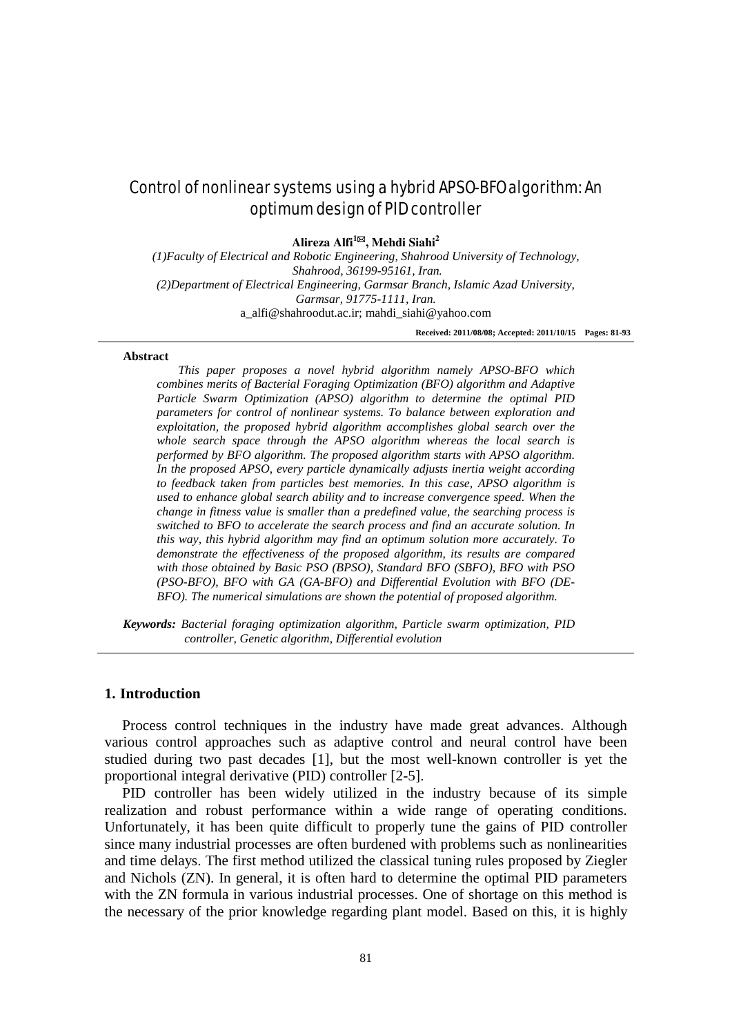# Control of nonlinear systems using a hybrid APSO-BFO algorithm: An optimum design of PID controller

**Alireza Alfi[1]✉, Mehdi Siahi[2]**

*(1)Faculty of Electrical and Robotic Engineering, Shahrood University of Technology, Shahrood, 36199-95161, Iran.*
*(2)Department of Electrical Engineering, Garmsar Branch, Islamic Azad University, Garmsar, 91775-1111, Iran.*
a_alfi@shahroodut.ac.ir; mahdi_siahi@yahoo.com

**Received: 2011/08/08; Accepted: 2011/10/15 Pages: 81-93**

**Abstract**

*This paper proposes a novel hybrid algorithm namely APSO-BFO which combines merits of Bacterial Foraging Optimization (BFO) algorithm and Adaptive Particle Swarm Optimization (APSO) algorithm to determine the optimal PID parameters for control of nonlinear systems. To balance between exploration and exploitation, the proposed hybrid algorithm accomplishes global search over the whole search space through the APSO algorithm whereas the local search is performed by BFO algorithm. The proposed algorithm starts with APSO algorithm. In the proposed APSO, every particle dynamically adjusts inertia weight according to feedback taken from particles best memories. In this case, APSO algorithm is used to enhance global search ability and to increase convergence speed. When the change in fitness value is smaller than a predefined value, the searching process is switched to BFO to accelerate the search process and find an accurate solution. In this way, this hybrid algorithm may find an optimum solution more accurately. To demonstrate the effectiveness of the proposed algorithm, its results are compared with those obtained by Basic PSO (BPSO), Standard BFO (SBFO), BFO with PSO (PSO-BFO), BFO with GA (GA-BFO) and Differential Evolution with BFO (DE-BFO). The numerical simulations are shown the potential of proposed algorithm.*

***Keywords:*** *Bacterial foraging optimization algorithm, Particle swarm optimization, PID controller, Genetic algorithm, Differential evolution*

## 1. Introduction

Process control techniques in the industry have made great advances. Although various control approaches such as adaptive control and neural control have been studied during two past decades [1], but the most well-known controller is yet the proportional integral derivative (PID) controller [2-5].

PID controller has been widely utilized in the industry because of its simple realization and robust performance within a wide range of operating conditions. Unfortunately, it has been quite difficult to properly tune the gains of PID controller since many industrial processes are often burdened with problems such as nonlinearities and time delays. The first method utilized the classical tuning rules proposed by Ziegler and Nichols (ZN). In general, it is often hard to determine the optimal PID parameters with the ZN formula in various industrial processes. One of shortage on this method is the necessary of the prior knowledge regarding plant model. Based on this, it is highly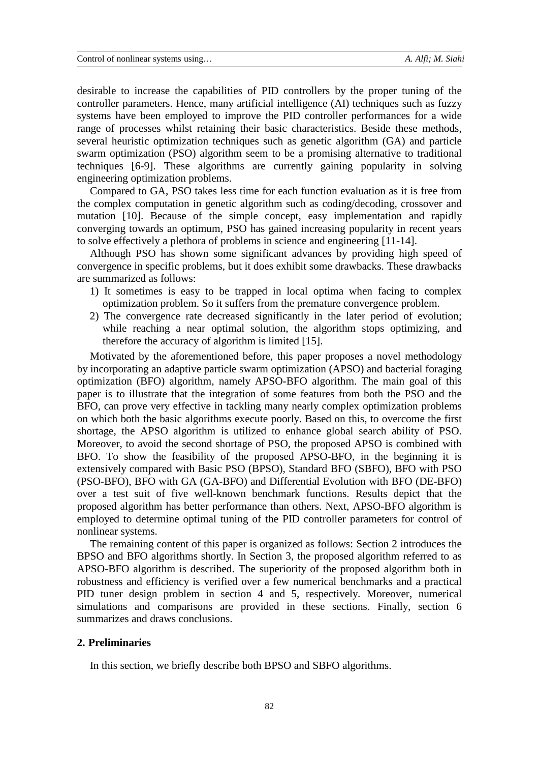desirable to increase the capabilities of PID controllers by the proper tuning of the controller parameters. Hence, many artificial intelligence (AI) techniques such as fuzzy systems have been employed to improve the PID controller performances for a wide range of processes whilst retaining their basic characteristics. Beside these methods, several heuristic optimization techniques such as genetic algorithm (GA) and particle swarm optimization (PSO) algorithm seem to be a promising alternative to traditional techniques [6-9]. These algorithms are currently gaining popularity in solving engineering optimization problems.

Compared to GA, PSO takes less time for each function evaluation as it is free from the complex computation in genetic algorithm such as coding/decoding, crossover and mutation [10]. Because of the simple concept, easy implementation and rapidly converging towards an optimum, PSO has gained increasing popularity in recent years to solve effectively a plethora of problems in science and engineering [11-14].

Although PSO has shown some significant advances by providing high speed of convergence in specific problems, but it does exhibit some drawbacks. These drawbacks are summarized as follows:

1) It sometimes is easy to be trapped in local optima when facing to complex optimization problem. So it suffers from the premature convergence problem.
2) The convergence rate decreased significantly in the later period of evolution; while reaching a near optimal solution, the algorithm stops optimizing, and therefore the accuracy of algorithm is limited [15].

Motivated by the aforementioned before, this paper proposes a novel methodology by incorporating an adaptive particle swarm optimization (APSO) and bacterial foraging optimization (BFO) algorithm, namely APSO-BFO algorithm. The main goal of this paper is to illustrate that the integration of some features from both the PSO and the BFO, can prove very effective in tackling many nearly complex optimization problems on which both the basic algorithms execute poorly. Based on this, to overcome the first shortage, the APSO algorithm is utilized to enhance global search ability of PSO. Moreover, to avoid the second shortage of PSO, the proposed APSO is combined with BFO. To show the feasibility of the proposed APSO-BFO, in the beginning it is extensively compared with Basic PSO (BPSO), Standard BFO (SBFO), BFO with PSO (PSO-BFO), BFO with GA (GA-BFO) and Differential Evolution with BFO (DE-BFO) over a test suit of five well-known benchmark functions. Results depict that the proposed algorithm has better performance than others. Next, APSO-BFO algorithm is employed to determine optimal tuning of the PID controller parameters for control of nonlinear systems.

The remaining content of this paper is organized as follows: Section 2 introduces the BPSO and BFO algorithms shortly. In Section 3, the proposed algorithm referred to as APSO-BFO algorithm is described. The superiority of the proposed algorithm both in robustness and efficiency is verified over a few numerical benchmarks and a practical PID tuner design problem in section 4 and 5, respectively. Moreover, numerical simulations and comparisons are provided in these sections. Finally, section 6 summarizes and draws conclusions.

## 2. Preliminaries

In this section, we briefly describe both BPSO and SBFO algorithms.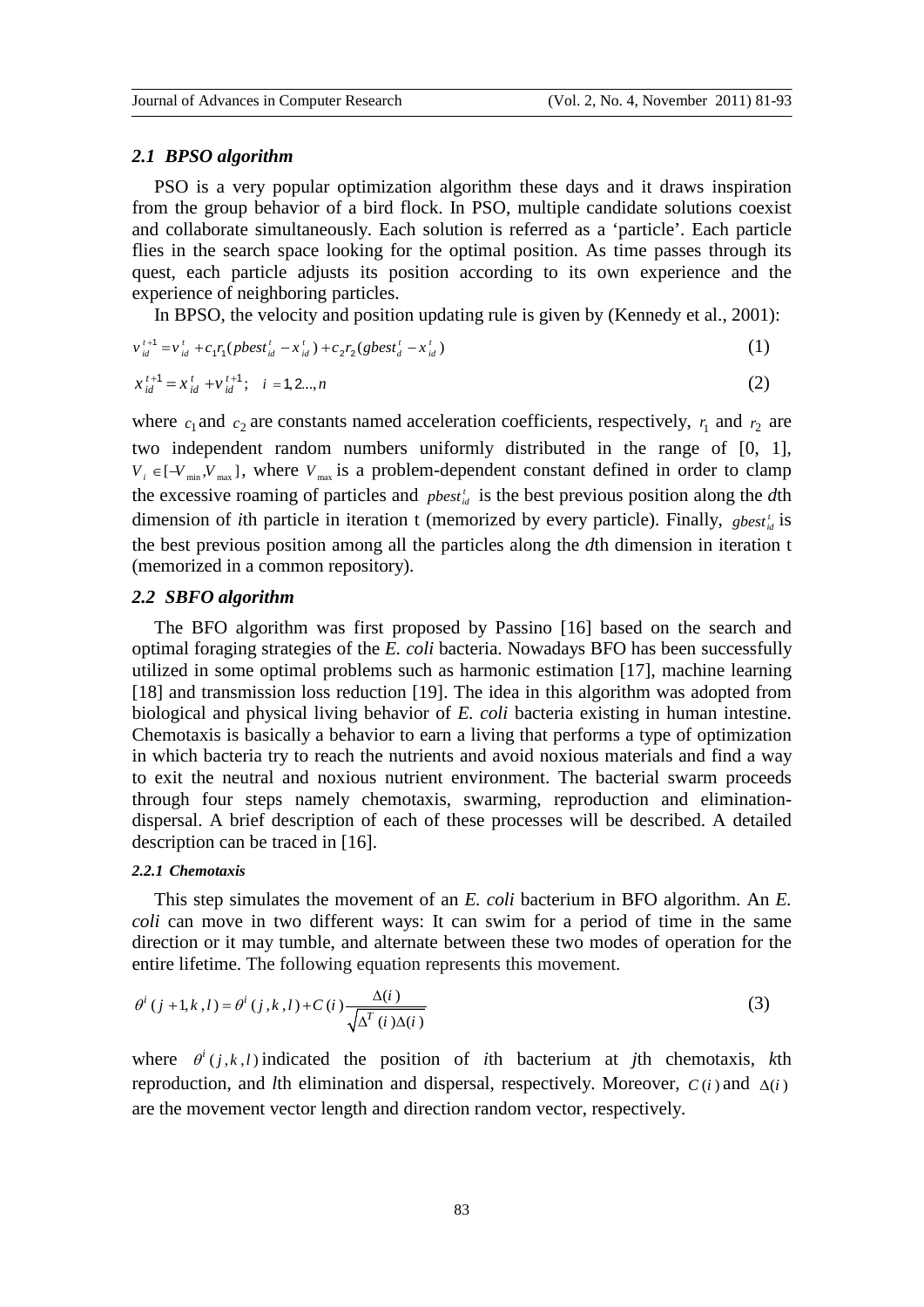### *2.1 BPSO algorithm*

PSO is a very popular optimization algorithm these days and it draws inspiration from the group behavior of a bird flock. In PSO, multiple candidate solutions coexist and collaborate simultaneously. Each solution is referred as a 'particle'. Each particle flies in the search space looking for the optimal position. As time passes through its quest, each particle adjusts its position according to its own experience and the experience of neighboring particles.

In BPSO, the velocity and position updating rule is given by (Kennedy et al., 2001):

$$v_{id}^{t+1} = v_{id}^{t} + c_1 r_1 (pbest_{id}^{t} - x_{id}^{t}) + c_2 r_2 (gbest_{d}^{t} - x_{id}^{t}) \tag{1}$$

$$x_{id}^{t+1} = x_{id}^{t} + v_{id}^{t+1}; \quad i = 1, 2 ..., n \tag{2}$$

where $c_1$ and $c_2$ are constants named acceleration coefficients, respectively, $r_1$ and $r_2$ are two independent random numbers uniformly distributed in the range of [0, 1], $V_i \in [-V_{\min}, V_{\max}]$, where $V_{\max}$ is a problem-dependent constant defined in order to clamp the excessive roaming of particles and $pbest_{id}^{t}$ is the best previous position along the *d*th dimension of *i*th particle in iteration t (memorized by every particle). Finally, $gbest_{id}^{t}$ is the best previous position among all the particles along the *d*th dimension in iteration t (memorized in a common repository).

### *2.2 SBFO algorithm*

The BFO algorithm was first proposed by Passino [16] based on the search and optimal foraging strategies of the *E. coli* bacteria. Nowadays BFO has been successfully utilized in some optimal problems such as harmonic estimation [17], machine learning [18] and transmission loss reduction [19]. The idea in this algorithm was adopted from biological and physical living behavior of *E. coli* bacteria existing in human intestine. Chemotaxis is basically a behavior to earn a living that performs a type of optimization in which bacteria try to reach the nutrients and avoid noxious materials and find a way to exit the neutral and noxious nutrient environment. The bacterial swarm proceeds through four steps namely chemotaxis, swarming, reproduction and elimination-dispersal. A brief description of each of these processes will be described. A detailed description can be traced in [16].

#### *2.2.1 Chemotaxis*

This step simulates the movement of an *E. coli* bacterium in BFO algorithm. An *E. coli* can move in two different ways: It can swim for a period of time in the same direction or it may tumble, and alternate between these two modes of operation for the entire lifetime. The following equation represents this movement.

$$\theta^{i}(j+1, k, l) = \theta^{i}(j, k, l) + C(i) \frac{\Delta(i)}{\sqrt{\Delta^{T}(i)\Delta(i)}} \tag{3}$$

where $\theta^{i}(j,k,l)$ indicated the position of *i*th bacterium at *j*th chemotaxis, *k*th reproduction, and *l*th elimination and dispersal, respectively. Moreover, $C(i)$ and $\Delta(i)$ are the movement vector length and direction random vector, respectively.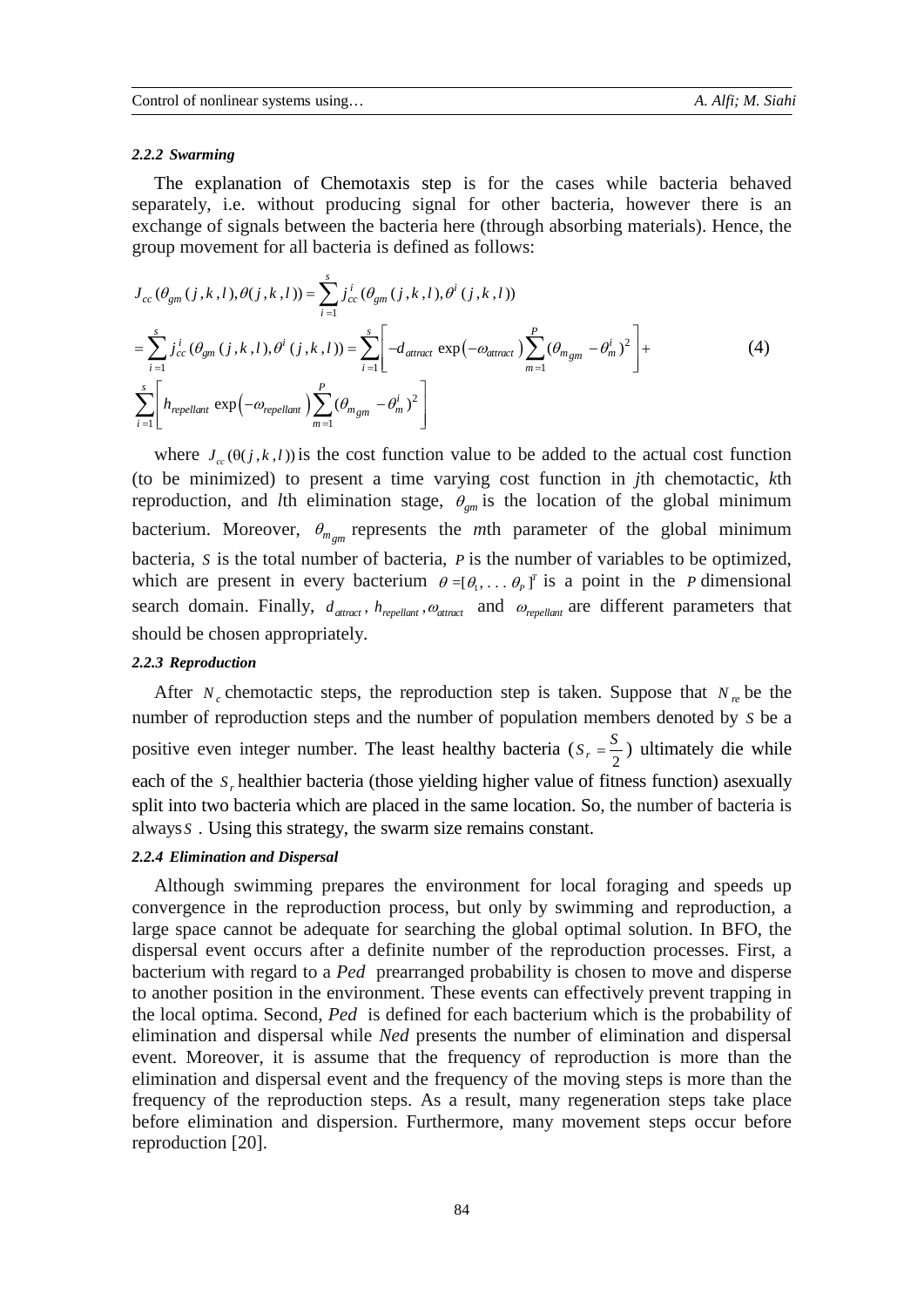#### *2.2.2 Swarming*

The explanation of Chemotaxis step is for the cases while bacteria behaved separately, i.e. without producing signal for other bacteria, however there is an exchange of signals between the bacteria here (through absorbing materials). Hence, the group movement for all bacteria is defined as follows:

$$
\begin{aligned}
J_{cc}(\theta_{gm}(j,k,l),\theta(j,k,l)) &= \sum_{i=1}^{s} j_{cc}^{i}(\theta_{gm}(j,k,l),\theta^{i}(j,k,l)) \\
&= \sum_{i=1}^{s} j_{cc}^{i}(\theta_{gm}(j,k,l),\theta^{i}(j,k,l)) = \sum_{i=1}^{s}\left[-d_{attract}\exp\left(-\omega_{attract}\right)\sum_{m=1}^{P}(\theta_{m_{gm}}-\theta_{m}^{i})^{2}\right]+ \\
&\sum_{i=1}^{s}\left[h_{repellant}\exp\left(-\omega_{repellant}\right)\sum_{m=1}^{P}(\theta_{m_{gm}}-\theta_{m}^{i})^{2}\right]
\end{aligned}
\tag{4}
$$

where $J_{cc}(\theta(j,k,l))$ is the cost function value to be added to the actual cost function (to be minimized) to present a time varying cost function in *j*th chemotactic, *k*th reproduction, and *l*th elimination stage, $\theta_{gm}$ is the location of the global minimum bacterium. Moreover, $\theta_{m_{gm}}$ represents the *m*th parameter of the global minimum bacteria, $S$ is the total number of bacteria, $P$ is the number of variables to be optimized, which are present in every bacterium $\theta=[\theta_1,\ldots\theta_P]^T$ is a point in the $P$ dimensional search domain. Finally, $d_{attract}$, $h_{repellant}$, $\omega_{attract}$ and $\omega_{repellant}$ are different parameters that should be chosen appropriately.

#### *2.2.3 Reproduction*

After $N_c$ chemotactic steps, the reproduction step is taken. Suppose that $N_{re}$ be the number of reproduction steps and the number of population members denoted by $S$ be a positive even integer number. The least healthy bacteria ($S_r=\frac{S}{2}$) ultimately die while each of the $S_r$ healthier bacteria (those yielding higher value of fitness function) asexually split into two bacteria which are placed in the same location. So, the number of bacteria is always $S$. Using this strategy, the swarm size remains constant.

#### *2.2.4 Elimination and Dispersal*

Although swimming prepares the environment for local foraging and speeds up convergence in the reproduction process, but only by swimming and reproduction, a large space cannot be adequate for searching the global optimal solution. In BFO, the dispersal event occurs after a definite number of the reproduction processes. First, a bacterium with regard to a *Ped* prearranged probability is chosen to move and disperse to another position in the environment. These events can effectively prevent trapping in the local optima. Second, *Ped* is defined for each bacterium which is the probability of elimination and dispersal while *Ned* presents the number of elimination and dispersal event. Moreover, it is assume that the frequency of reproduction is more than the elimination and dispersal event and the frequency of the moving steps is more than the frequency of the reproduction steps. As a result, many regeneration steps take place before elimination and dispersion. Furthermore, many movement steps occur before reproduction [20].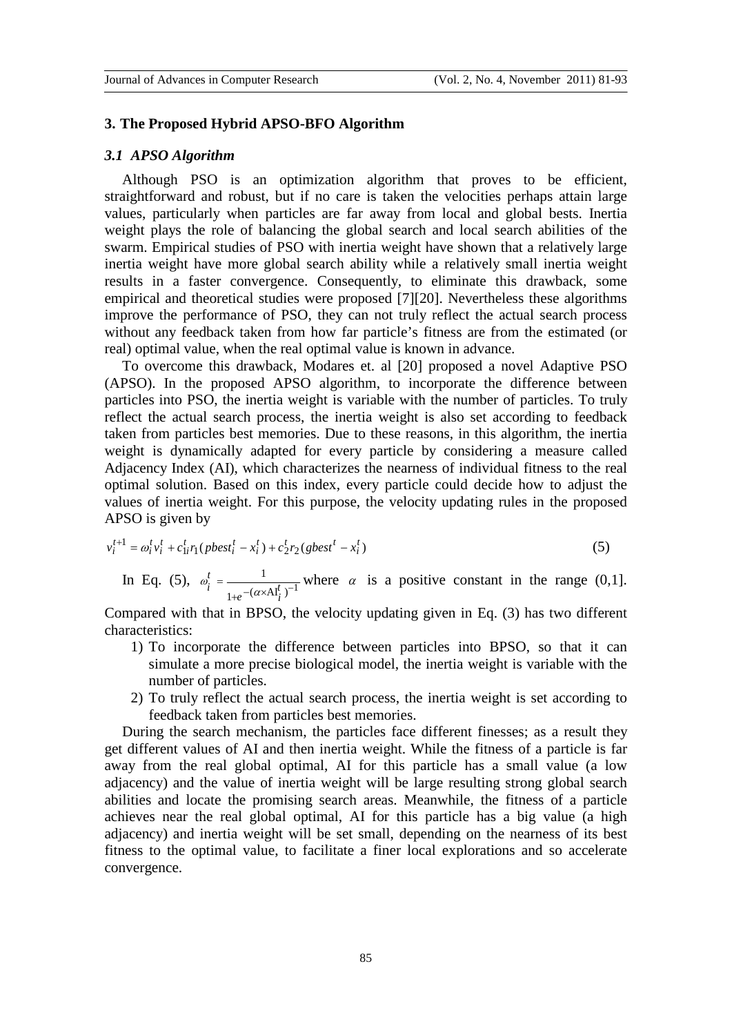## 3. The Proposed Hybrid APSO-BFO Algorithm

### *3.1 APSO Algorithm*

Although PSO is an optimization algorithm that proves to be efficient, straightforward and robust, but if no care is taken the velocities perhaps attain large values, particularly when particles are far away from local and global bests. Inertia weight plays the role of balancing the global search and local search abilities of the swarm. Empirical studies of PSO with inertia weight have shown that a relatively large inertia weight have more global search ability while a relatively small inertia weight results in a faster convergence. Consequently, to eliminate this drawback, some empirical and theoretical studies were proposed [7][20]. Nevertheless these algorithms improve the performance of PSO, they can not truly reflect the actual search process without any feedback taken from how far particle's fitness are from the estimated (or real) optimal value, when the real optimal value is known in advance.

To overcome this drawback, Modares et. al [20] proposed a novel Adaptive PSO (APSO). In the proposed APSO algorithm, to incorporate the difference between particles into PSO, the inertia weight is variable with the number of particles. To truly reflect the actual search process, the inertia weight is also set according to feedback taken from particles best memories. Due to these reasons, in this algorithm, the inertia weight is dynamically adapted for every particle by considering a measure called Adjacency Index (AI), which characterizes the nearness of individual fitness to the real optimal solution. Based on this index, every particle could decide how to adjust the values of inertia weight. For this purpose, the velocity updating rules in the proposed APSO is given by

$$v_i^{t+1} = \omega_i^t v_i^t + c_{1i}^t r_1 (pbest_i^t - x_i^t) + c_2^t r_2 (gbest^t - x_i^t) \tag{5}$$

In Eq. (5), $\omega_i^t = \frac{1}{1+e^{-(\alpha \times \mathrm{AI}_i^t)^{-1}}}$ where $\alpha$ is a positive constant in the range (0,1]. Compared with that in BPSO, the velocity updating given in Eq. (3) has two different characteristics:

1) To incorporate the difference between particles into BPSO, so that it can simulate a more precise biological model, the inertia weight is variable with the number of particles.
2) To truly reflect the actual search process, the inertia weight is set according to feedback taken from particles best memories.

During the search mechanism, the particles face different finesses; as a result they get different values of AI and then inertia weight. While the fitness of a particle is far away from the real global optimal, AI for this particle has a small value (a low adjacency) and the value of inertia weight will be large resulting strong global search abilities and locate the promising search areas. Meanwhile, the fitness of a particle achieves near the real global optimal, AI for this particle has a big value (a high adjacency) and inertia weight will be set small, depending on the nearness of its best fitness to the optimal value, to facilitate a finer local explorations and so accelerate convergence.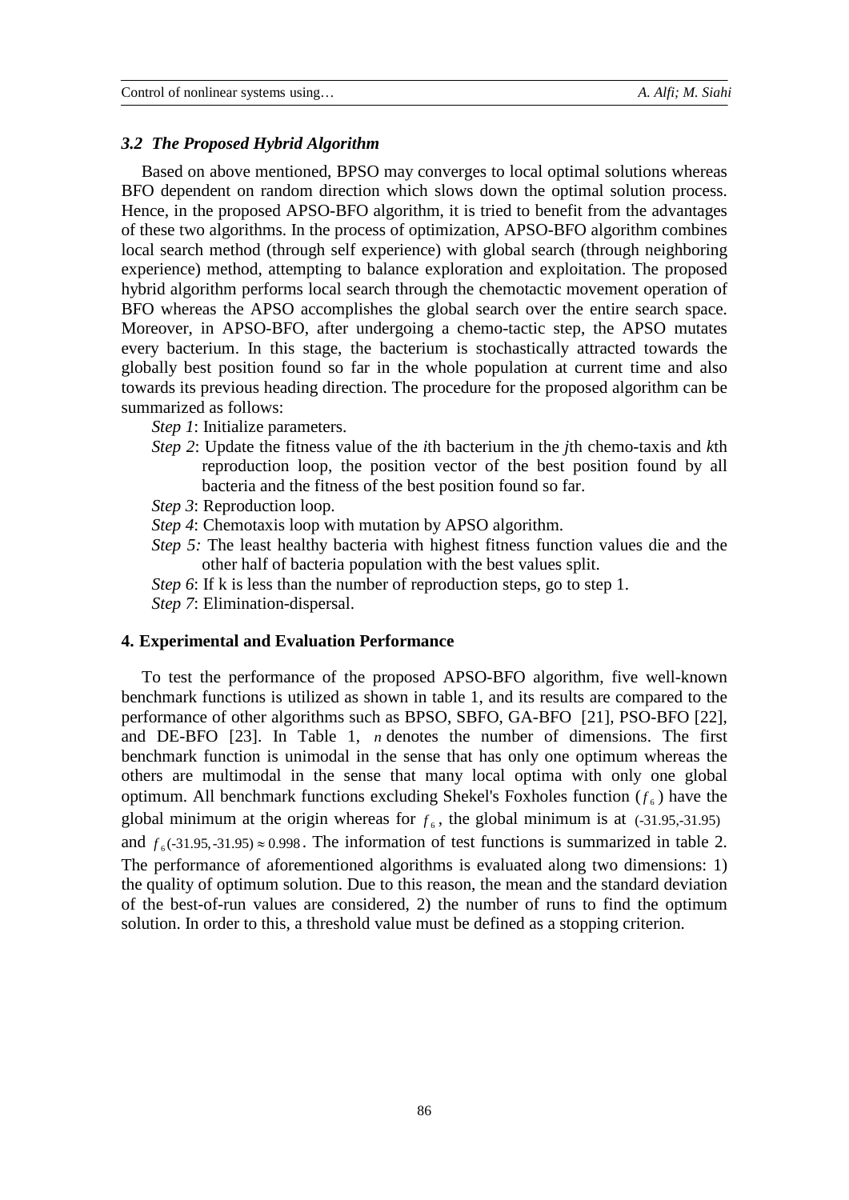### *3.2 The Proposed Hybrid Algorithm*

Based on above mentioned, BPSO may converges to local optimal solutions whereas BFO dependent on random direction which slows down the optimal solution process. Hence, in the proposed APSO-BFO algorithm, it is tried to benefit from the advantages of these two algorithms. In the process of optimization, APSO-BFO algorithm combines local search method (through self experience) with global search (through neighboring experience) method, attempting to balance exploration and exploitation. The proposed hybrid algorithm performs local search through the chemotactic movement operation of BFO whereas the APSO accomplishes the global search over the entire search space. Moreover, in APSO-BFO, after undergoing a chemo-tactic step, the APSO mutates every bacterium. In this stage, the bacterium is stochastically attracted towards the globally best position found so far in the whole population at current time and also towards its previous heading direction. The procedure for the proposed algorithm can be summarized as follows:

*Step 1*: Initialize parameters.

*Step 2*: Update the fitness value of the *i*th bacterium in the *j*th chemo-taxis and *k*th reproduction loop, the position vector of the best position found by all bacteria and the fitness of the best position found so far.

*Step 3*: Reproduction loop.

*Step 4*: Chemotaxis loop with mutation by APSO algorithm.

*Step 5:* The least healthy bacteria with highest fitness function values die and the other half of bacteria population with the best values split.

*Step 6*: If k is less than the number of reproduction steps, go to step 1.

*Step 7*: Elimination-dispersal.

## 4. Experimental and Evaluation Performance

To test the performance of the proposed APSO-BFO algorithm, five well-known benchmark functions is utilized as shown in table 1, and its results are compared to the performance of other algorithms such as BPSO, SBFO, GA-BFO [21], PSO-BFO [22], and DE-BFO [23]. In Table 1, $n$ denotes the number of dimensions. The first benchmark function is unimodal in the sense that has only one optimum whereas the others are multimodal in the sense that many local optima with only one global optimum. All benchmark functions excluding Shekel's Foxholes function ($f_6$) have the global minimum at the origin whereas for $f_6$, the global minimum is at $(-31.95,-31.95)$ and $f_6(-31.95,-31.95) \approx 0.998$. The information of test functions is summarized in table 2. The performance of aforementioned algorithms is evaluated along two dimensions: 1) the quality of optimum solution. Due to this reason, the mean and the standard deviation of the best-of-run values are considered, 2) the number of runs to find the optimum solution. In order to this, a threshold value must be defined as a stopping criterion.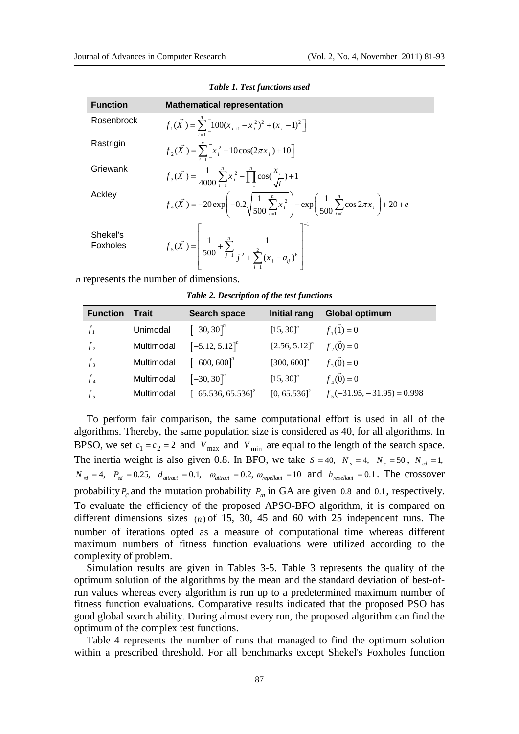*Table 1. Test functions used*

| Function | Mathematical representation |
|---|---|
| Rosenbrock | $f_1(\vec{X}) = \sum_{i=1}^{n}\left[100(x_{i+1}-x_i^2)^2+(x_i-1)^2\right]$ |
| Rastrigin | $f_2(\vec{X}) = \sum_{i=1}^{n}\left[x_i^2-10\cos(2\pi x_i)+10\right]$ |
| Griewank | $f_3(\vec{X}) = \frac{1}{4000}\sum_{i=1}^{n}x_i^2-\prod_{i=1}^{n}\cos(\frac{x_i}{\sqrt{i}})+1$ |
| Ackley | $f_4(\vec{X}) = -20\exp\left(-0.2\sqrt{\frac{1}{500}\sum_{i=1}^{n}x_i^2}\right)-\exp\left(\frac{1}{500}\sum_{i=1}^{n}\cos 2\pi x_i\right)+20+e$ |
| Shekel's Foxholes | $f_5(\vec{X}) = \left[\frac{1}{500}+\sum_{j=1}^{n}\frac{1}{j^2+\sum_{i=1}^{2}(x_i-a_{ij})^6}\right]^{-1}$ |

$n$ represents the number of dimensions.

*Table 2. Description of the test functions*

| Function | Trait | Search space | Initial rang | Global optimum |
|---|---|---|---|---|
| $f_1$ | Unimodal | $[-30, 30]^n$ | $[15, 30]^n$ | $f_1(\vec{1}) = 0$ |
| $f_2$ | Multimodal | $[-5.12, 5.12]^n$ | $[2.56, 5.12]^n$ | $f_2(\vec{0}) = 0$ |
| $f_3$ | Multimodal | $[-600, 600]^n$ | $[300, 600]^n$ | $f_3(\vec{0}) = 0$ |
| $f_4$ | Multimodal | $[-30, 30]^n$ | $[15, 30]^n$ | $f_4(\vec{0}) = 0$ |
| $f_5$ | Multimodal | $[-65.536, 65.536]^2$ | $[0, 65.536]^2$ | $f_5(-31.95, -31.95) = 0.998$ |

To perform fair comparison, the same computational effort is used in all of the algorithms. Thereby, the same population size is considered as 40, for all algorithms. In BPSO, we set $c_1 = c_2 = 2$ and $V_{\max}$ and $V_{\min}$ are equal to the length of the search space. The inertia weight is also given 0.8. In BFO, we take $S = 40$, $N_s = 4$, $N_c = 50$, $N_{ed} = 1$, $N_{rd} = 4$, $P_{ed} = 0.25$, $d_{attract} = 0.1$, $\omega_{attract} = 0.2$, $\omega_{repellant} = 10$ and $h_{repellant} = 0.1$. The crossover probability $P_c$ and the mutation probability $P_m$ in GA are given 0.8 and 0.1, respectively. To evaluate the efficiency of the proposed APSO-BFO algorithm, it is compared on different dimensions sizes $(n)$ of 15, 30, 45 and 60 with 25 independent runs. The number of iterations opted as a measure of computational time whereas different maximum numbers of fitness function evaluations were utilized according to the complexity of problem.

Simulation results are given in Tables 3-5. Table 3 represents the quality of the optimum solution of the algorithms by the mean and the standard deviation of best-of-run values whereas every algorithm is run up to a predetermined maximum number of fitness function evaluations. Comparative results indicated that the proposed PSO has good global search ability. During almost every run, the proposed algorithm can find the optimum of the complex test functions.

Table 4 represents the number of runs that managed to find the optimum solution within a prescribed threshold. For all benchmarks except Shekel's Foxholes function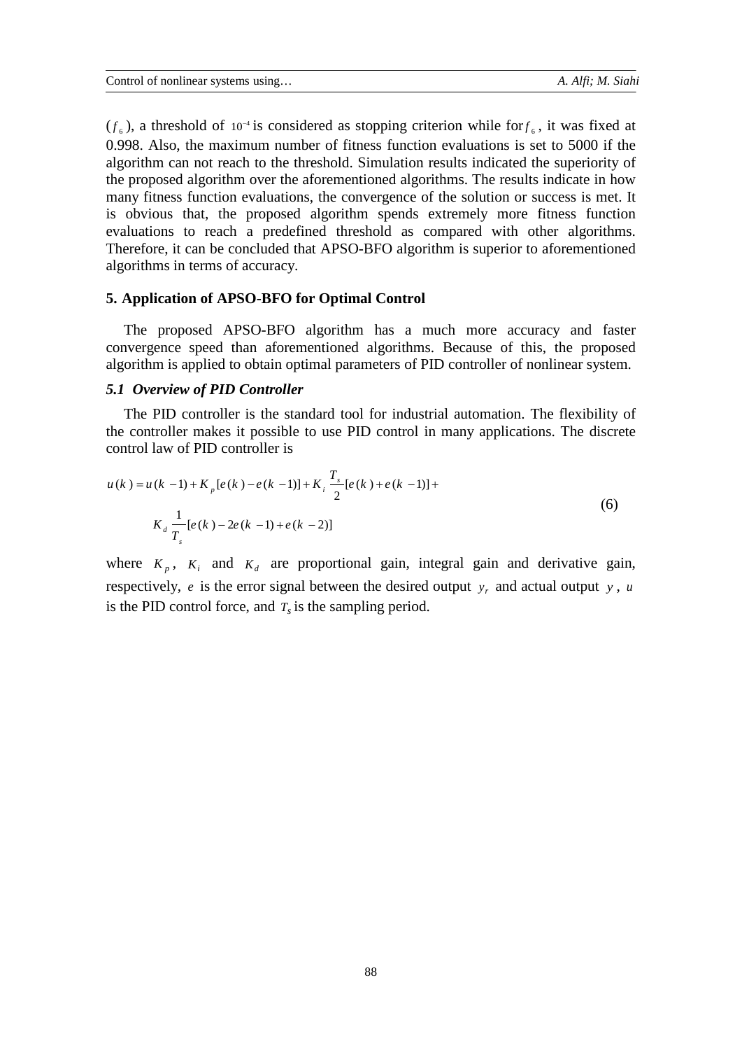($f_6$), a threshold of $10^{-4}$ is considered as stopping criterion while for $f_6$, it was fixed at 0.998. Also, the maximum number of fitness function evaluations is set to 5000 if the algorithm can not reach to the threshold. Simulation results indicated the superiority of the proposed algorithm over the aforementioned algorithms. The results indicate in how many fitness function evaluations, the convergence of the solution or success is met. It is obvious that, the proposed algorithm spends extremely more fitness function evaluations to reach a predefined threshold as compared with other algorithms. Therefore, it can be concluded that APSO-BFO algorithm is superior to aforementioned algorithms in terms of accuracy.

## 5. Application of APSO-BFO for Optimal Control

The proposed APSO-BFO algorithm has a much more accuracy and faster convergence speed than aforementioned algorithms. Because of this, the proposed algorithm is applied to obtain optimal parameters of PID controller of nonlinear system.

### *5.1 Overview of PID Controller*

The PID controller is the standard tool for industrial automation. The flexibility of the controller makes it possible to use PID control in many applications. The discrete control law of PID controller is

$$u(k) = u(k-1) + K_p[e(k) - e(k-1)] + K_i \frac{T_s}{2}[e(k) + e(k-1)] + K_d \frac{1}{T_s}[e(k) - 2e(k-1) + e(k-2)] \tag{6}$$

where $K_p$, $K_i$ and $K_d$ are proportional gain, integral gain and derivative gain, respectively, $e$ is the error signal between the desired output $y_r$ and actual output $y$, $u$ is the PID control force, and $T_s$ is the sampling period.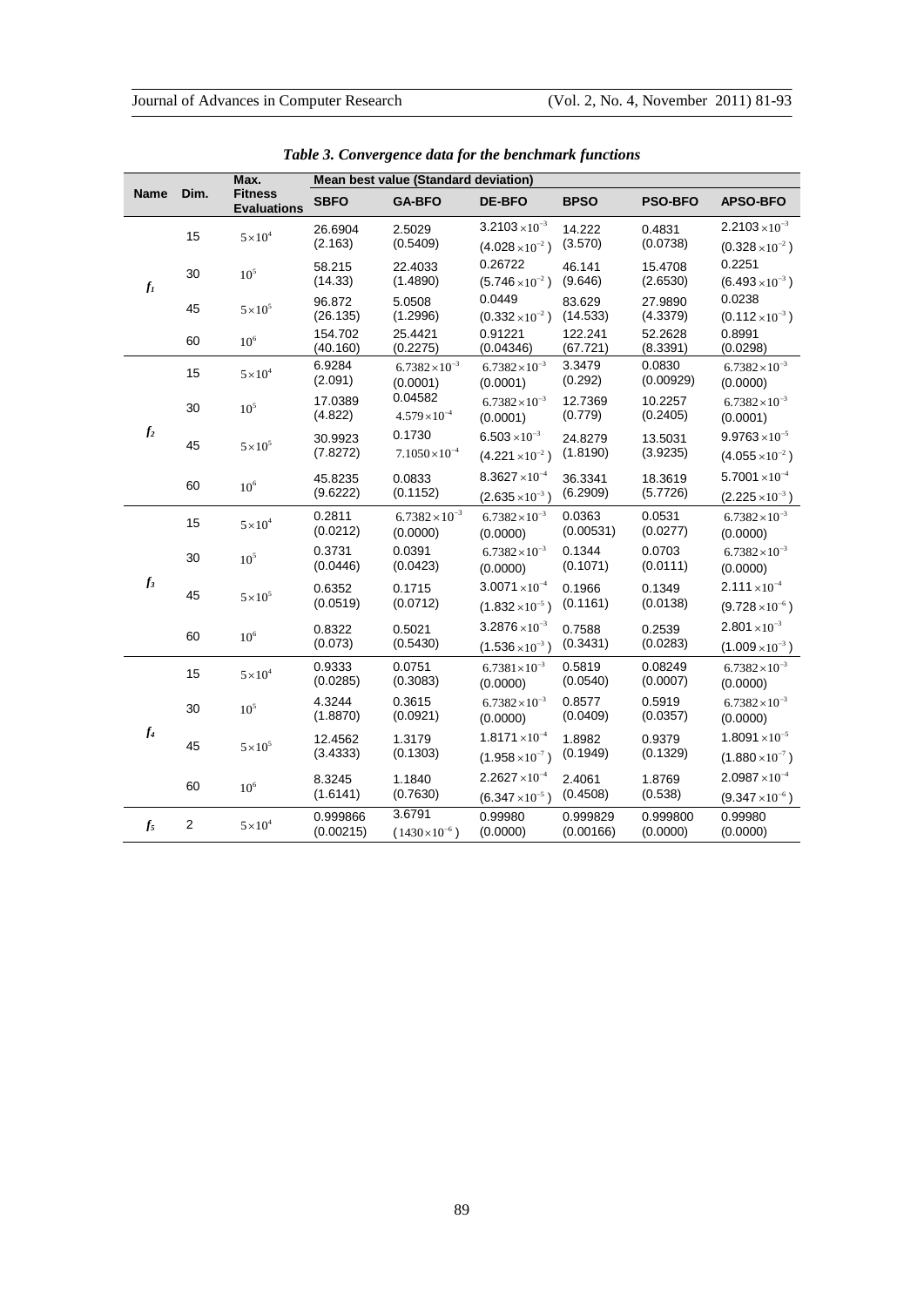*Table 3. Convergence data for the benchmark functions*

| Name | Dim. | Max. Fitness Evaluations | Mean best value (Standard deviation) | | | | | |
|---|---|---|---|---|---|---|---|---|
| | | | **SBFO** | **GA-BFO** | **DE-BFO** | **BPSO** | **PSO-BFO** | **APSO-BFO** |
| $f_1$ | 15 | $5\times10^4$ | 26.6904 (2.163) | 2.5029 (0.5409) | $3.2103\times10^{-3}$ ($4.028\times10^{-2}$) | 14.222 (3.570) | 0.4831 (0.0738) | $2.2103\times10^{-3}$ ($0.328\times10^{-2}$) |
| | 30 | $10^5$ | 58.215 (14.33) | 22.4033 (1.4890) | 0.26722 ($5.746\times10^{-2}$) | 46.141 (9.646) | 15.4708 (2.6530) | 0.2251 ($6.493\times10^{-3}$) |
| | 45 | $5\times10^5$ | 96.872 (26.135) | 5.0508 (1.2996) | 0.0449 ($0.332\times10^{-2}$) | 83.629 (14.533) | 27.9890 (4.3379) | 0.0238 ($0.112\times10^{-3}$) |
| | 60 | $10^6$ | 154.702 (40.160) | 25.4421 (0.2275) | 0.91221 (0.04346) | 122.241 (67.721) | 52.2628 (8.3391) | 0.8991 (0.0298) |
| $f_2$ | 15 | $5\times10^4$ | 6.9284 (2.091) | $6.7382\times10^{-3}$ (0.0001) | $6.7382\times10^{-3}$ (0.0001) | 3.3479 (0.292) | 0.0830 (0.00929) | $6.7382\times10^{-3}$ (0.0000) |
| | 30 | $10^5$ | 17.0389 (4.822) | 0.04582 $4.579\times10^{-4}$ | $6.7382\times10^{-3}$ (0.0001) | 12.7369 (0.779) | 10.2257 (0.2405) | $6.7382\times10^{-3}$ (0.0001) |
| | 45 | $5\times10^5$ | 30.9923 (7.8272) | 0.1730 $7.1050\times10^{-4}$ | $6.503\times10^{-3}$ ($4.221\times10^{-2}$) | 24.8279 (1.8190) | 13.5031 (3.9235) | $9.9763\times10^{-5}$ ($4.055\times10^{-2}$) |
| | 60 | $10^6$ | 45.8235 (9.6222) | 0.0833 (0.1152) | $8.3627\times10^{-4}$ ($2.635\times10^{-3}$) | 36.3341 (6.2909) | 18.3619 (5.7726) | $5.7001\times10^{-4}$ ($2.225\times10^{-3}$) |
| $f_3$ | 15 | $5\times10^4$ | 0.2811 (0.0212) | $6.7382\times10^{-3}$ (0.0000) | $6.7382\times10^{-3}$ (0.0000) | 0.0363 (0.00531) | 0.0531 (0.0277) | $6.7382\times10^{-3}$ (0.0000) |
| | 30 | $10^5$ | 0.3731 (0.0446) | 0.0391 (0.0423) | $6.7382\times10^{-3}$ (0.0000) | 0.1344 (0.1071) | 0.0703 (0.0111) | $6.7382\times10^{-3}$ (0.0000) |
| | 45 | $5\times10^5$ | 0.6352 (0.0519) | 0.1715 (0.0712) | $3.0071\times10^{-4}$ ($1.832\times10^{-5}$) | 0.1966 (0.1161) | 0.1349 (0.0138) | $2.111\times10^{-4}$ ($9.728\times10^{-6}$) |
| | 60 | $10^6$ | 0.8322 (0.073) | 0.5021 (0.5430) | $3.2876\times10^{-3}$ ($1.536\times10^{-3}$) | 0.7588 (0.3431) | 0.2539 (0.0283) | $2.801\times10^{-3}$ ($1.009\times10^{-3}$) |
| $f_4$ | 15 | $5\times10^4$ | 0.9333 (0.0285) | 0.0751 (0.3083) | $6.7381\times10^{-3}$ (0.0000) | 0.5819 (0.0540) | 0.08249 (0.0007) | $6.7382\times10^{-3}$ (0.0000) |
| | 30 | $10^5$ | 4.3244 (1.8870) | 0.3615 (0.0921) | $6.7382\times10^{-3}$ (0.0000) | 0.8577 (0.0409) | 0.5919 (0.0357) | $6.7382\times10^{-3}$ (0.0000) |
| | 45 | $5\times10^5$ | 12.4562 (3.4333) | 1.3179 (0.1303) | $1.8171\times10^{-4}$ ($1.958\times10^{-7}$) | 1.8982 (0.1949) | 0.9379 (0.1329) | $1.8091\times10^{-5}$ ($1.880\times10^{-7}$) |
| | 60 | $10^6$ | 8.3245 (1.6141) | 1.1840 (0.7630) | $2.2627\times10^{-4}$ ($6.347\times10^{-5}$) | 2.4061 (0.4508) | 1.8769 (0.538) | $2.0987\times10^{-4}$ ($9.347\times10^{-6}$) |
| $f_5$ | 2 | $5\times10^4$ | 0.999866 (0.00215) | 3.6791 ($1430\times10^{-6}$) | 0.99980 (0.0000) | 0.999829 (0.00166) | 0.999800 (0.0000) | 0.99980 (0.0000) |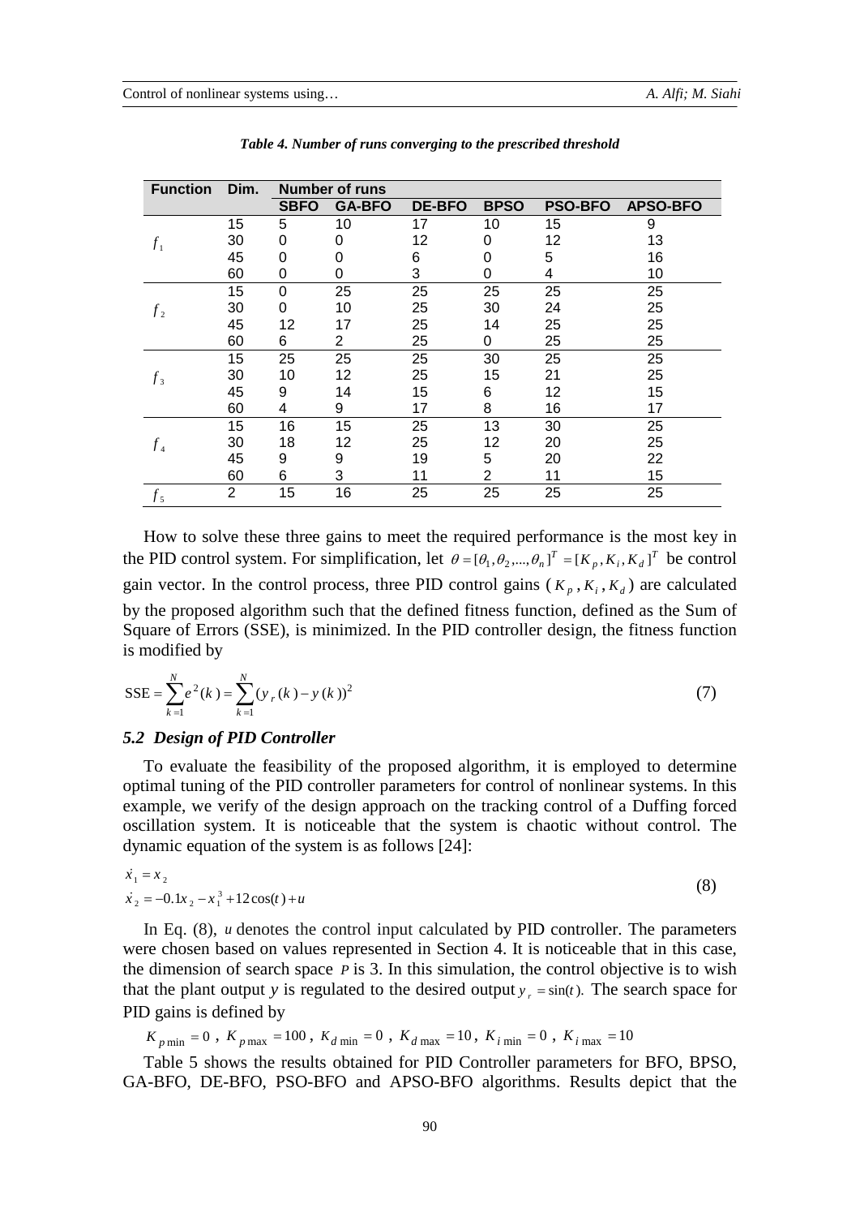*Table 4. Number of runs converging to the prescribed threshold*

| Function | Dim. | Number of runs | | | | | |
|---|---|---|---|---|---|---|---|
| | | SBFO | GA-BFO | DE-BFO | BPSO | PSO-BFO | APSO-BFO |
| $f_1$ | 15 | 5 | 10 | 17 | 10 | 15 | 9 |
| | 30 | 0 | 0 | 12 | 0 | 12 | 13 |
| | 45 | 0 | 0 | 6 | 0 | 5 | 16 |
| | 60 | 0 | 0 | 3 | 0 | 4 | 10 |
| $f_2$ | 15 | 0 | 25 | 25 | 25 | 25 | 25 |
| | 30 | 0 | 10 | 25 | 30 | 24 | 25 |
| | 45 | 12 | 17 | 25 | 14 | 25 | 25 |
| | 60 | 6 | 2 | 25 | 0 | 25 | 25 |
| $f_3$ | 15 | 25 | 25 | 25 | 30 | 25 | 25 |
| | 30 | 10 | 12 | 25 | 15 | 21 | 25 |
| | 45 | 9 | 14 | 15 | 6 | 12 | 15 |
| | 60 | 4 | 9 | 17 | 8 | 16 | 17 |
| $f_4$ | 15 | 16 | 15 | 25 | 13 | 30 | 25 |
| | 30 | 18 | 12 | 25 | 12 | 20 | 25 |
| | 45 | 9 | 9 | 19 | 5 | 20 | 22 |
| | 60 | 6 | 3 | 11 | 2 | 11 | 15 |
| $f_5$ | 2 | 15 | 16 | 25 | 25 | 25 | 25 |

How to solve these three gains to meet the required performance is the most key in the PID control system. For simplification, let $\theta = [\theta_1, \theta_2, ..., \theta_n]^T = [K_p, K_i, K_d]^T$ be control gain vector. In the control process, three PID control gains ($K_p, K_i, K_d$) are calculated by the proposed algorithm such that the defined fitness function, defined as the Sum of Square of Errors (SSE), is minimized. In the PID controller design, the fitness function is modified by

$$\mathrm{SSE} = \sum_{k=1}^{N} e^2(k) = \sum_{k=1}^{N} (y_r(k) - y(k))^2 \tag{7}$$

### *5.2 Design of PID Controller*

To evaluate the feasibility of the proposed algorithm, it is employed to determine optimal tuning of the PID controller parameters for control of nonlinear systems. In this example, we verify of the design approach on the tracking control of a Duffing forced oscillation system. It is noticeable that the system is chaotic without control. The dynamic equation of the system is as follows [24]:

$$\begin{aligned} \dot{x}_1 &= x_2 \\ \dot{x}_2 &= -0.1x_2 - x_1^3 + 12\cos(t) + u \end{aligned} \tag{8}$$

In Eq. (8), $u$ denotes the control input calculated by PID controller. The parameters were chosen based on values represented in Section 4. It is noticeable that in this case, the dimension of search space $P$ is 3. In this simulation, the control objective is to wish that the plant output $y$ is regulated to the desired output $y_r = \sin(t)$. The search space for PID gains is defined by

$K_{p\min} = 0$ , $K_{p\max} = 100$ , $K_{d\min} = 0$ , $K_{d\max} = 10$ , $K_{i\min} = 0$ , $K_{i\max} = 10$

Table 5 shows the results obtained for PID Controller parameters for BFO, BPSO, GA-BFO, DE-BFO, PSO-BFO and APSO-BFO algorithms. Results depict that the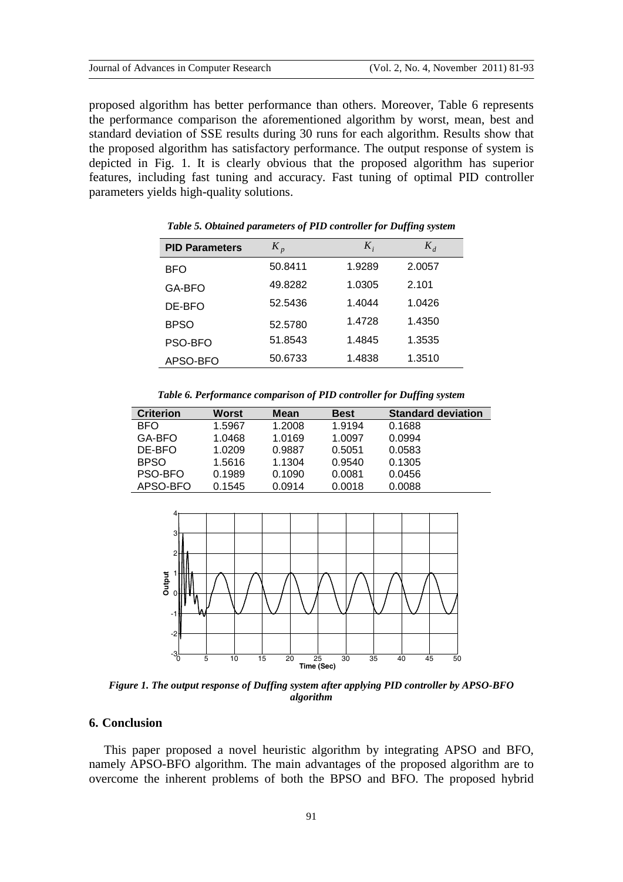proposed algorithm has better performance than others. Moreover, Table 6 represents the performance comparison the aforementioned algorithm by worst, mean, best and standard deviation of SSE results during 30 runs for each algorithm. Results show that the proposed algorithm has satisfactory performance. The output response of system is depicted in Fig. 1. It is clearly obvious that the proposed algorithm has superior features, including fast tuning and accuracy. Fast tuning of optimal PID controller parameters yields high-quality solutions.

***Table 5. Obtained parameters of PID controller for Duffing system***

| PID Parameters | $K_p$ | $K_i$ | $K_d$ |
|---|---|---|---|
| BFO | 50.8411 | 1.9289 | 2.0057 |
| GA-BFO | 49.8282 | 1.0305 | 2.101 |
| DE-BFO | 52.5436 | 1.4044 | 1.0426 |
| BPSO | 52.5780 | 1.4728 | 1.4350 |
| PSO-BFO | 51.8543 | 1.4845 | 1.3535 |
| APSO-BFO | 50.6733 | 1.4838 | 1.3510 |

***Table 6. Performance comparison of PID controller for Duffing system***

| Criterion | Worst | Mean | Best | Standard deviation |
|---|---|---|---|---|
| BFO | 1.5967 | 1.2008 | 1.9194 | 0.1688 |
| GA-BFO | 1.0468 | 1.0169 | 1.0097 | 0.0994 |
| DE-BFO | 1.0209 | 0.9887 | 0.5051 | 0.0583 |
| BPSO | 1.5616 | 1.1304 | 0.9540 | 0.1305 |
| PSO-BFO | 0.1989 | 0.1090 | 0.0081 | 0.0456 |
| APSO-BFO | 0.1545 | 0.0914 | 0.0018 | 0.0088 |

***Figure 1. The output response of Duffing system after applying PID controller by APSO-BFO algorithm***

## 6. Conclusion

This paper proposed a novel heuristic algorithm by integrating APSO and BFO, namely APSO-BFO algorithm. The main advantages of the proposed algorithm are to overcome the inherent problems of both the BPSO and BFO. The proposed hybrid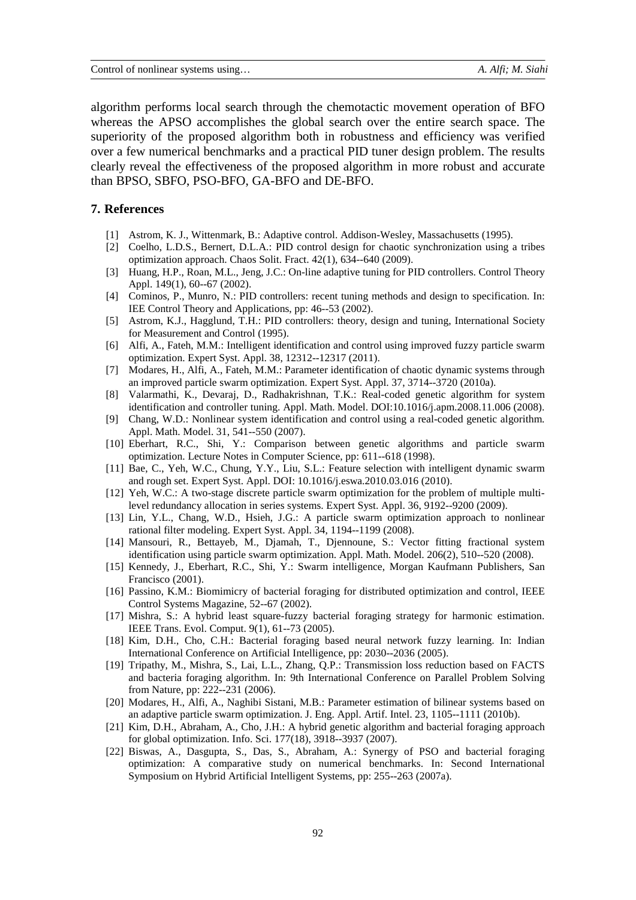algorithm performs local search through the chemotactic movement operation of BFO whereas the APSO accomplishes the global search over the entire search space. The superiority of the proposed algorithm both in robustness and efficiency was verified over a few numerical benchmarks and a practical PID tuner design problem. The results clearly reveal the effectiveness of the proposed algorithm in more robust and accurate than BPSO, SBFO, PSO-BFO, GA-BFO and DE-BFO.

## 7. References

[1] Astrom, K. J., Wittenmark, B.: Adaptive control. Addison-Wesley, Massachusetts (1995).

[2] Coelho, L.D.S., Bernert, D.L.A.: PID control design for chaotic synchronization using a tribes optimization approach. Chaos Solit. Fract. 42(1), 634--640 (2009).

[3] Huang, H.P., Roan, M.L., Jeng, J.C.: On-line adaptive tuning for PID controllers. Control Theory Appl. 149(1), 60--67 (2002).

[4] Cominos, P., Munro, N.: PID controllers: recent tuning methods and design to specification. In: IEE Control Theory and Applications, pp: 46--53 (2002).

[5] Astrom, K.J., Hagglund, T.H.: PID controllers: theory, design and tuning, International Society for Measurement and Control (1995).

[6] Alfi, A., Fateh, M.M.: Intelligent identification and control using improved fuzzy particle swarm optimization. Expert Syst. Appl. 38, 12312--12317 (2011).

[7] Modares, H., Alfi, A., Fateh, M.M.: Parameter identification of chaotic dynamic systems through an improved particle swarm optimization. Expert Syst. Appl. 37, 3714--3720 (2010a).

[8] Valarmathi, K., Devaraj, D., Radhakrishnan, T.K.: Real-coded genetic algorithm for system identification and controller tuning. Appl. Math. Model. DOI:10.1016/j.apm.2008.11.006 (2008).

[9] Chang, W.D.: Nonlinear system identification and control using a real-coded genetic algorithm. Appl. Math. Model. 31, 541--550 (2007).

[10] Eberhart, R.C., Shi, Y.: Comparison between genetic algorithms and particle swarm optimization. Lecture Notes in Computer Science, pp: 611--618 (1998).

[11] Bae, C., Yeh, W.C., Chung, Y.Y., Liu, S.L.: Feature selection with intelligent dynamic swarm and rough set. Expert Syst. Appl. DOI: 10.1016/j.eswa.2010.03.016 (2010).

[12] Yeh, W.C.: A two-stage discrete particle swarm optimization for the problem of multiple multi-level redundancy allocation in series systems. Expert Syst. Appl. 36, 9192--9200 (2009).

[13] Lin, Y.L., Chang, W.D., Hsieh, J.G.: A particle swarm optimization approach to nonlinear rational filter modeling. Expert Syst. Appl. 34, 1194--1199 (2008).

[14] Mansouri, R., Bettayeb, M., Djamah, T., Djennoune, S.: Vector fitting fractional system identification using particle swarm optimization. Appl. Math. Model. 206(2), 510--520 (2008).

[15] Kennedy, J., Eberhart, R.C., Shi, Y.: Swarm intelligence, Morgan Kaufmann Publishers, San Francisco (2001).

[16] Passino, K.M.: Biomimicry of bacterial foraging for distributed optimization and control, IEEE Control Systems Magazine, 52--67 (2002).

[17] Mishra, S.: A hybrid least square-fuzzy bacterial foraging strategy for harmonic estimation. IEEE Trans. Evol. Comput. 9(1), 61--73 (2005).

[18] Kim, D.H., Cho, C.H.: Bacterial foraging based neural network fuzzy learning. In: Indian International Conference on Artificial Intelligence, pp: 2030--2036 (2005).

[19] Tripathy, M., Mishra, S., Lai, L.L., Zhang, Q.P.: Transmission loss reduction based on FACTS and bacteria foraging algorithm. In: 9th International Conference on Parallel Problem Solving from Nature, pp: 222--231 (2006).

[20] Modares, H., Alfi, A., Naghibi Sistani, M.B.: Parameter estimation of bilinear systems based on an adaptive particle swarm optimization. J. Eng. Appl. Artif. Intel. 23, 1105--1111 (2010b).

[21] Kim, D.H., Abraham, A., Cho, J.H.: A hybrid genetic algorithm and bacterial foraging approach for global optimization. Info. Sci. 177(18), 3918--3937 (2007).

[22] Biswas, A., Dasgupta, S., Das, S., Abraham, A.: Synergy of PSO and bacterial foraging optimization: A comparative study on numerical benchmarks. In: Second International Symposium on Hybrid Artificial Intelligent Systems, pp: 255--263 (2007a).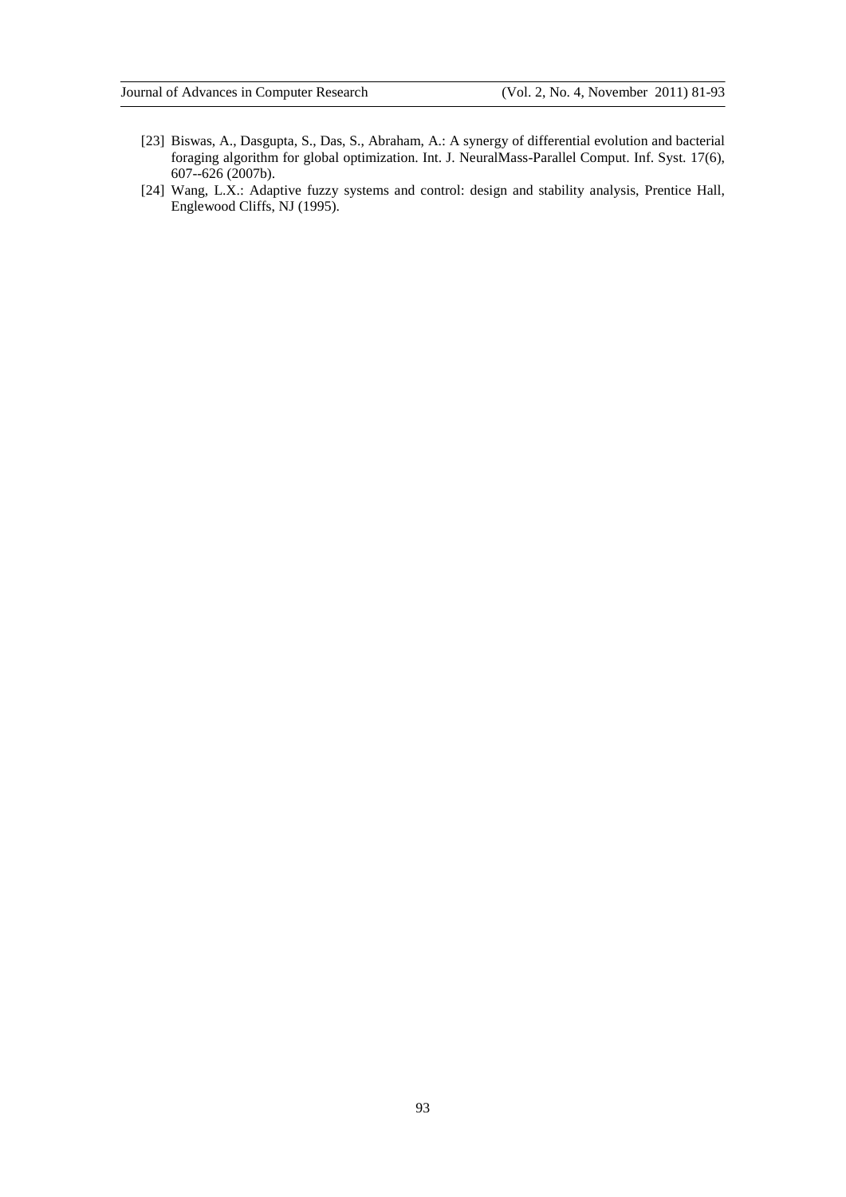[23] Biswas, A., Dasgupta, S., Das, S., Abraham, A.: A synergy of differential evolution and bacterial foraging algorithm for global optimization. Int. J. NeuralMass-Parallel Comput. Inf. Syst. 17(6), 607--626 (2007b).

[24] Wang, L.X.: Adaptive fuzzy systems and control: design and stability analysis, Prentice Hall, Englewood Cliffs, NJ (1995).